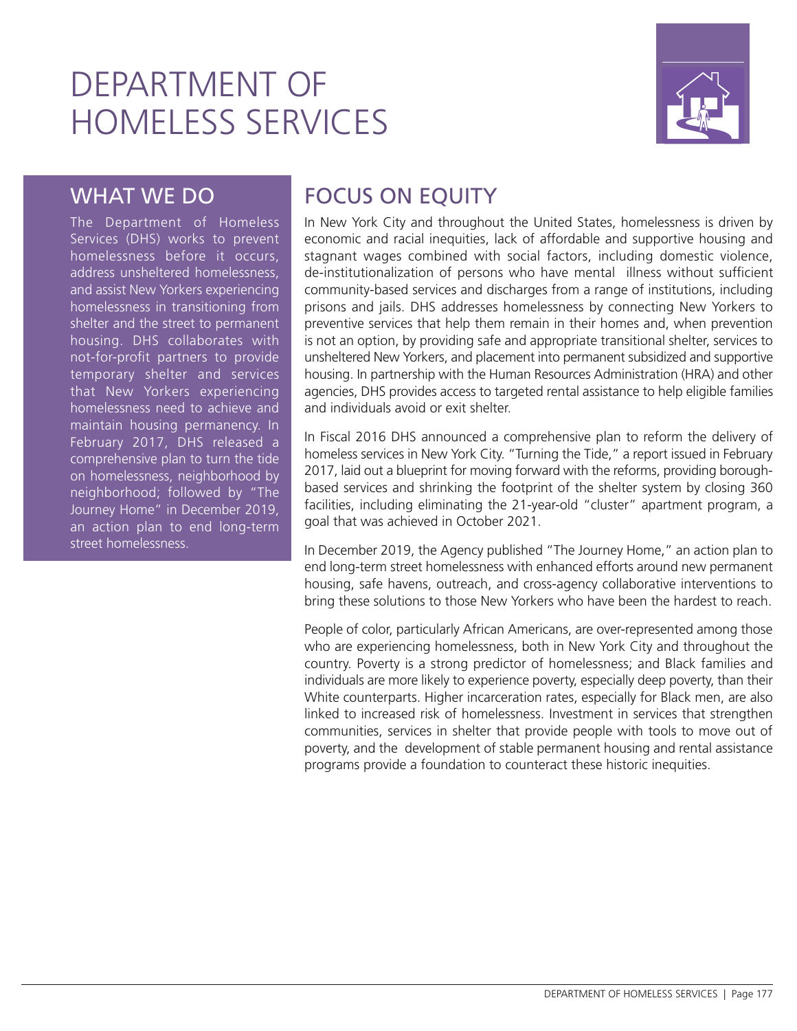# DEPARTMENT OF HOMELESS SERVICES

## WHAT WE DO

The Department of Homeless Services (DHS) works to prevent homelessness before it occurs, address unsheltered homelessness, and assist New Yorkers experiencing homelessness in transitioning from shelter and the street to permanent housing. DHS collaborates with not-for-profit partners to provide temporary shelter and services that New Yorkers experiencing homelessness need to achieve and maintain housing permanency. In February 2017, DHS released a comprehensive plan to turn the tide on homelessness, neighborhood by neighborhood; followed by "The Journey Home" in December 2019, an action plan to end long-term street homelessness.

## FOCUS ON EQUITY

In New York City and throughout the United States, homelessness is driven by economic and racial inequities, lack of affordable and supportive housing and stagnant wages combined with social factors, including domestic violence, de-institutionalization of persons who have mental illness without sufficient community-based services and discharges from a range of institutions, including prisons and jails. DHS addresses homelessness by connecting New Yorkers to preventive services that help them remain in their homes and, when prevention is not an option, by providing safe and appropriate transitional shelter, services to unsheltered New Yorkers, and placement into permanent subsidized and supportive housing. In partnership with the Human Resources Administration (HRA) and other agencies, DHS provides access to targeted rental assistance to help eligible families and individuals avoid or exit shelter.

In Fiscal 2016 DHS announced a comprehensive plan to reform the delivery of homeless services in New York City. "Turning the Tide," a report issued in February 2017, laid out a blueprint for moving forward with the reforms, providing borough-based services and shrinking the footprint of the shelter system by closing 360 facilities, including eliminating the 21-year-old "cluster" apartment program, a goal that was achieved in October 2021.

In December 2019, the Agency published "The Journey Home," an action plan to end long-term street homelessness with enhanced efforts around new permanent housing, safe havens, outreach, and cross-agency collaborative interventions to bring these solutions to those New Yorkers who have been the hardest to reach.

People of color, particularly African Americans, are over-represented among those who are experiencing homelessness, both in New York City and throughout the country. Poverty is a strong predictor of homelessness; and Black families and individuals are more likely to experience poverty, especially deep poverty, than their White counterparts. Higher incarceration rates, especially for Black men, are also linked to increased risk of homelessness. Investment in services that strengthen communities, services in shelter that provide people with tools to move out of poverty, and the development of stable permanent housing and rental assistance programs provide a foundation to counteract these historic inequities.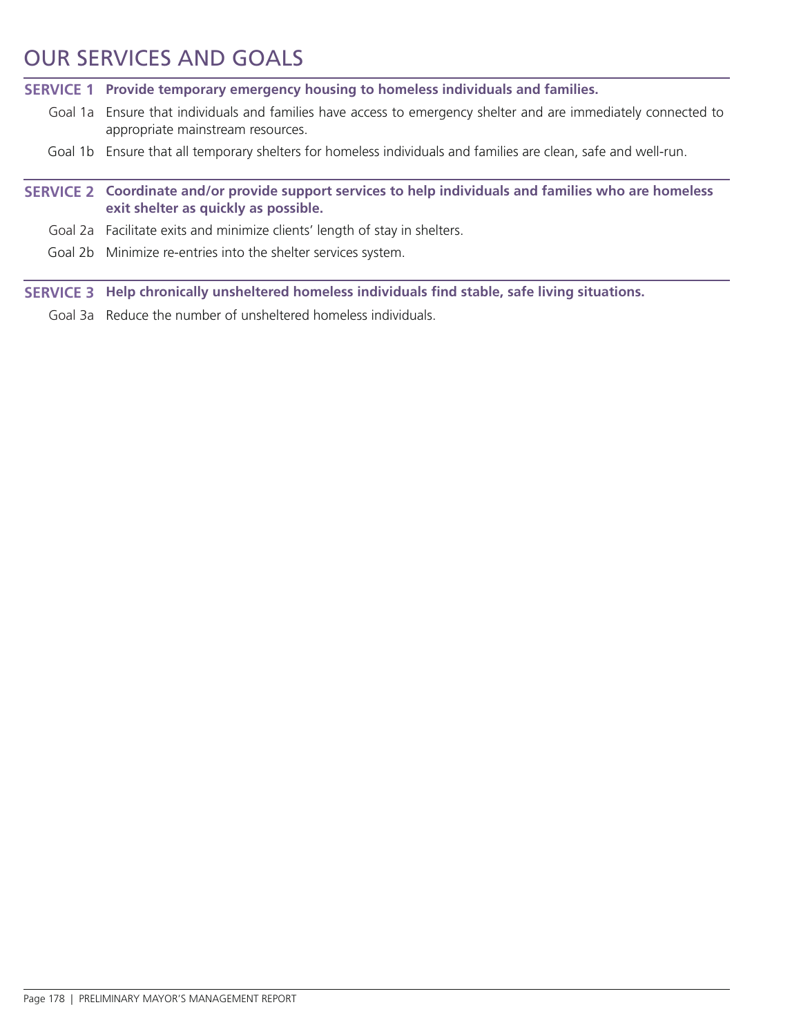# OUR SERVICES AND GOALS

**SERVICE 1 Provide temporary emergency housing to homeless individuals and families.**

- Goal 1a Ensure that individuals and families have access to emergency shelter and are immediately connected to appropriate mainstream resources.
- Goal 1b Ensure that all temporary shelters for homeless individuals and families are clean, safe and well-run.

**SERVICE 2 Coordinate and/or provide support services to help individuals and families who are homeless exit shelter as quickly as possible.**

- Goal 2a Facilitate exits and minimize clients' length of stay in shelters.
- Goal 2b Minimize re-entries into the shelter services system.

**SERVICE 3 Help chronically unsheltered homeless individuals find stable, safe living situations.**

- Goal 3a Reduce the number of unsheltered homeless individuals.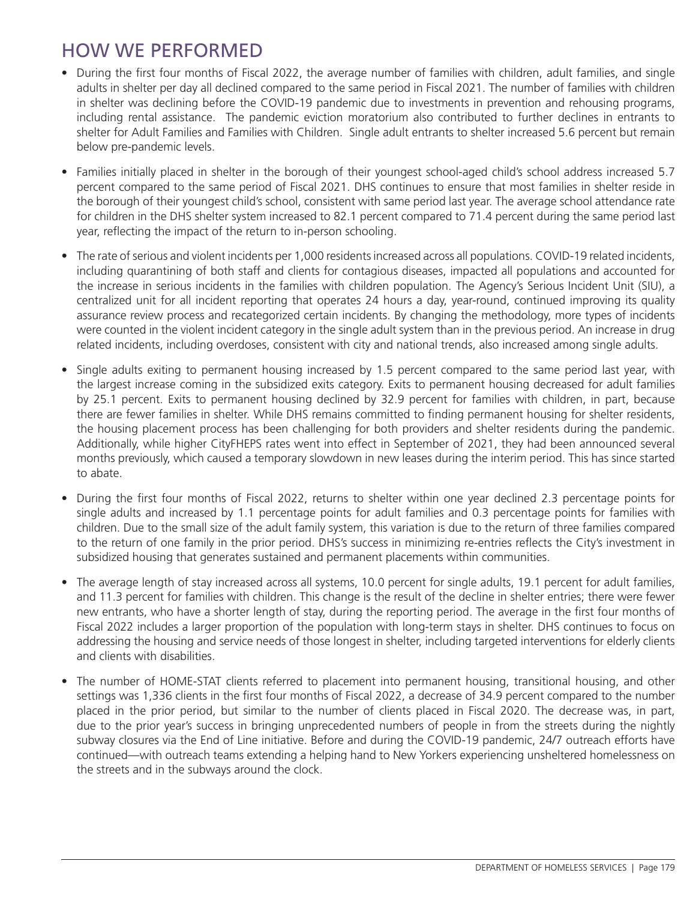## HOW WE PERFORMED

- During the first four months of Fiscal 2022, the average number of families with children, adult families, and single adults in shelter per day all declined compared to the same period in Fiscal 2021. The number of families with children in shelter was declining before the COVID-19 pandemic due to investments in prevention and rehousing programs, including rental assistance. The pandemic eviction moratorium also contributed to further declines in entrants to shelter for Adult Families and Families with Children. Single adult entrants to shelter increased 5.6 percent but remain below pre-pandemic levels.
- Families initially placed in shelter in the borough of their youngest school-aged child's school address increased 5.7 percent compared to the same period of Fiscal 2021. DHS continues to ensure that most families in shelter reside in the borough of their youngest child's school, consistent with same period last year. The average school attendance rate for children in the DHS shelter system increased to 82.1 percent compared to 71.4 percent during the same period last year, reflecting the impact of the return to in-person schooling.
- The rate of serious and violent incidents per 1,000 residents increased across all populations. COVID-19 related incidents, including quarantining of both staff and clients for contagious diseases, impacted all populations and accounted for the increase in serious incidents in the families with children population. The Agency's Serious Incident Unit (SIU), a centralized unit for all incident reporting that operates 24 hours a day, year-round, continued improving its quality assurance review process and recategorized certain incidents. By changing the methodology, more types of incidents were counted in the violent incident category in the single adult system than in the previous period. An increase in drug related incidents, including overdoses, consistent with city and national trends, also increased among single adults.
- Single adults exiting to permanent housing increased by 1.5 percent compared to the same period last year, with the largest increase coming in the subsidized exits category. Exits to permanent housing decreased for adult families by 25.1 percent. Exits to permanent housing declined by 32.9 percent for families with children, in part, because there are fewer families in shelter. While DHS remains committed to finding permanent housing for shelter residents, the housing placement process has been challenging for both providers and shelter residents during the pandemic. Additionally, while higher CityFHEPS rates went into effect in September of 2021, they had been announced several months previously, which caused a temporary slowdown in new leases during the interim period. This has since started to abate.
- During the first four months of Fiscal 2022, returns to shelter within one year declined 2.3 percentage points for single adults and increased by 1.1 percentage points for adult families and 0.3 percentage points for families with children. Due to the small size of the adult family system, this variation is due to the return of three families compared to the return of one family in the prior period. DHS's success in minimizing re-entries reflects the City's investment in subsidized housing that generates sustained and permanent placements within communities.
- The average length of stay increased across all systems, 10.0 percent for single adults, 19.1 percent for adult families, and 11.3 percent for families with children. This change is the result of the decline in shelter entries; there were fewer new entrants, who have a shorter length of stay, during the reporting period. The average in the first four months of Fiscal 2022 includes a larger proportion of the population with long-term stays in shelter. DHS continues to focus on addressing the housing and service needs of those longest in shelter, including targeted interventions for elderly clients and clients with disabilities.
- The number of HOME-STAT clients referred to placement into permanent housing, transitional housing, and other settings was 1,336 clients in the first four months of Fiscal 2022, a decrease of 34.9 percent compared to the number placed in the prior period, but similar to the number of clients placed in Fiscal 2020. The decrease was, in part, due to the prior year's success in bringing unprecedented numbers of people in from the streets during the nightly subway closures via the End of Line initiative. Before and during the COVID-19 pandemic, 24/7 outreach efforts have continued—with outreach teams extending a helping hand to New Yorkers experiencing unsheltered homelessness on the streets and in the subways around the clock.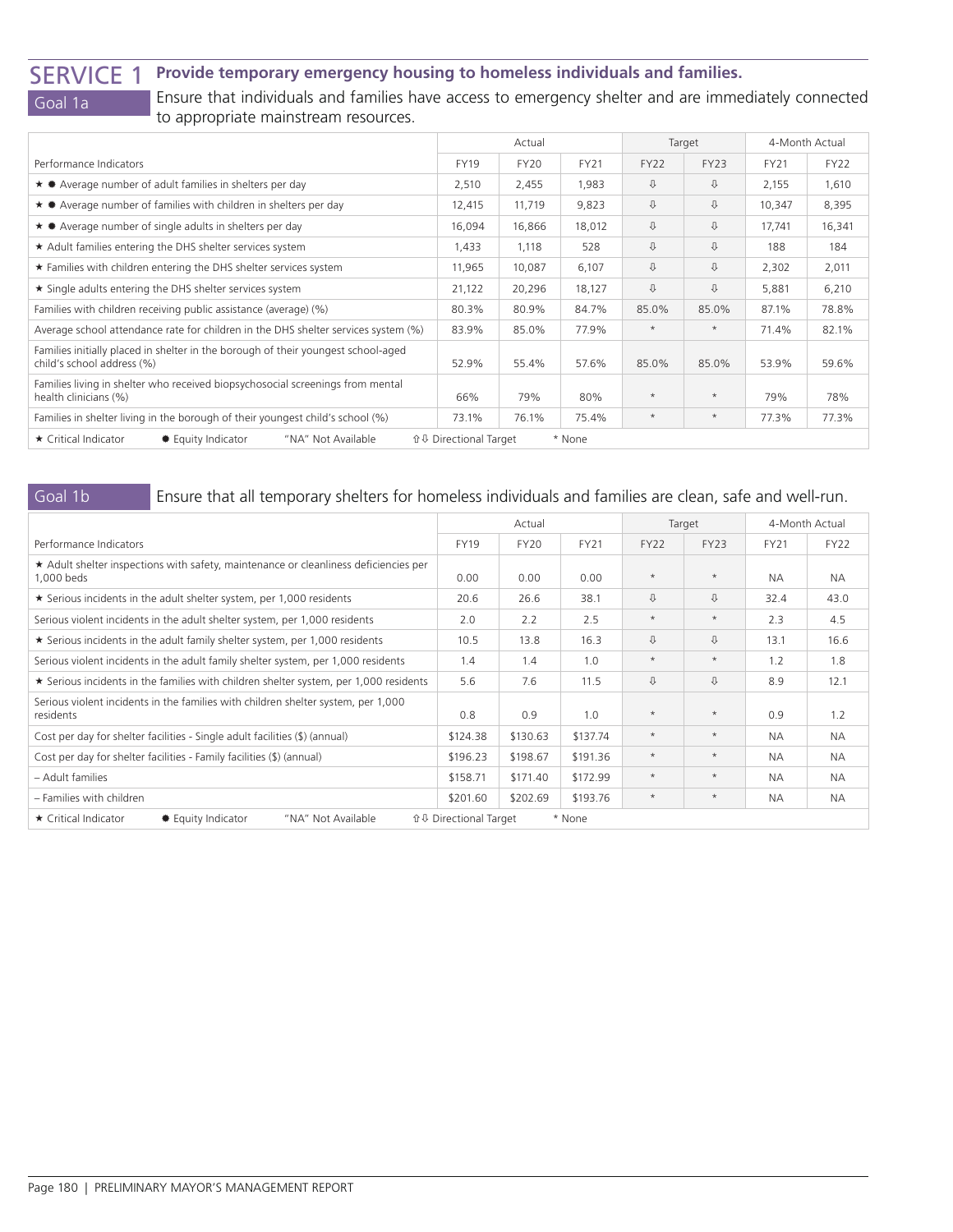# SERVICE 1 Provide temporary emergency housing to homeless individuals and families.

## Goal 1a

Ensure that individuals and families have access to emergency shelter and are immediately connected to appropriate mainstream resources.

| Performance Indicators | Actual | | | Target | | 4-Month Actual | |
|---|---|---|---|---|---|---|---|
| | FY19 | FY20 | FY21 | FY22 | FY23 | FY21 | FY22 |
| ★ ✹ Average number of adult families in shelters per day | 2,510 | 2,455 | 1,983 | ⇩ | ⇩ | 2,155 | 1,610 |
| ★ ✹ Average number of families with children in shelters per day | 12,415 | 11,719 | 9,823 | ⇩ | ⇩ | 10,347 | 8,395 |
| ★ ✹ Average number of single adults in shelters per day | 16,094 | 16,866 | 18,012 | ⇩ | ⇩ | 17,741 | 16,341 |
| ★ Adult families entering the DHS shelter services system | 1,433 | 1,118 | 528 | ⇩ | ⇩ | 188 | 184 |
| ★ Families with children entering the DHS shelter services system | 11,965 | 10,087 | 6,107 | ⇩ | ⇩ | 2,302 | 2,011 |
| ★ Single adults entering the DHS shelter services system | 21,122 | 20,296 | 18,127 | ⇩ | ⇩ | 5,881 | 6,210 |
| Families with children receiving public assistance (average) (%) | 80.3% | 80.9% | 84.7% | 85.0% | 85.0% | 87.1% | 78.8% |
| Average school attendance rate for children in the DHS shelter services system (%) | 83.9% | 85.0% | 77.9% | * | * | 71.4% | 82.1% |
| Families initially placed in shelter in the borough of their youngest school-aged child's school address (%) | 52.9% | 55.4% | 57.6% | 85.0% | 85.0% | 53.9% | 59.6% |
| Families living in shelter who received biopsychosocial screenings from mental health clinicians (%) | 66% | 79% | 80% | * | * | 79% | 78% |
| Families in shelter living in the borough of their youngest child's school (%) | 73.1% | 76.1% | 75.4% | * | * | 77.3% | 77.3% |

★ Critical Indicator ✹ Equity Indicator "NA" Not Available ⇧⇩ Directional Target * None

## Goal 1b

Ensure that all temporary shelters for homeless individuals and families are clean, safe and well-run.

| Performance Indicators | Actual | | | Target | | 4-Month Actual | |
|---|---|---|---|---|---|---|---|
| | FY19 | FY20 | FY21 | FY22 | FY23 | FY21 | FY22 |
| ★ Adult shelter inspections with safety, maintenance or cleanliness deficiencies per 1,000 beds | 0.00 | 0.00 | 0.00 | * | * | NA | NA |
| ★ Serious incidents in the adult shelter system, per 1,000 residents | 20.6 | 26.6 | 38.1 | ⇩ | ⇩ | 32.4 | 43.0 |
| Serious violent incidents in the adult shelter system, per 1,000 residents | 2.0 | 2.2 | 2.5 | * | * | 2.3 | 4.5 |
| ★ Serious incidents in the adult family shelter system, per 1,000 residents | 10.5 | 13.8 | 16.3 | ⇩ | ⇩ | 13.1 | 16.6 |
| Serious violent incidents in the adult family shelter system, per 1,000 residents | 1.4 | 1.4 | 1.0 | * | * | 1.2 | 1.8 |
| ★ Serious incidents in the families with children shelter system, per 1,000 residents | 5.6 | 7.6 | 11.5 | ⇩ | ⇩ | 8.9 | 12.1 |
| Serious violent incidents in the families with children shelter system, per 1,000 residents | 0.8 | 0.9 | 1.0 | * | * | 0.9 | 1.2 |
| Cost per day for shelter facilities - Single adult facilities ($) (annual) | $124.38 | $130.63 | $137.74 | * | * | NA | NA |
| Cost per day for shelter facilities - Family facilities ($) (annual) | $196.23 | $198.67 | $191.36 | * | * | NA | NA |
| – Adult families | $158.71 | $171.40 | $172.99 | * | * | NA | NA |
| – Families with children | $201.60 | $202.69 | $193.76 | * | * | NA | NA |

★ Critical Indicator ✹ Equity Indicator "NA" Not Available ⇧⇩ Directional Target * None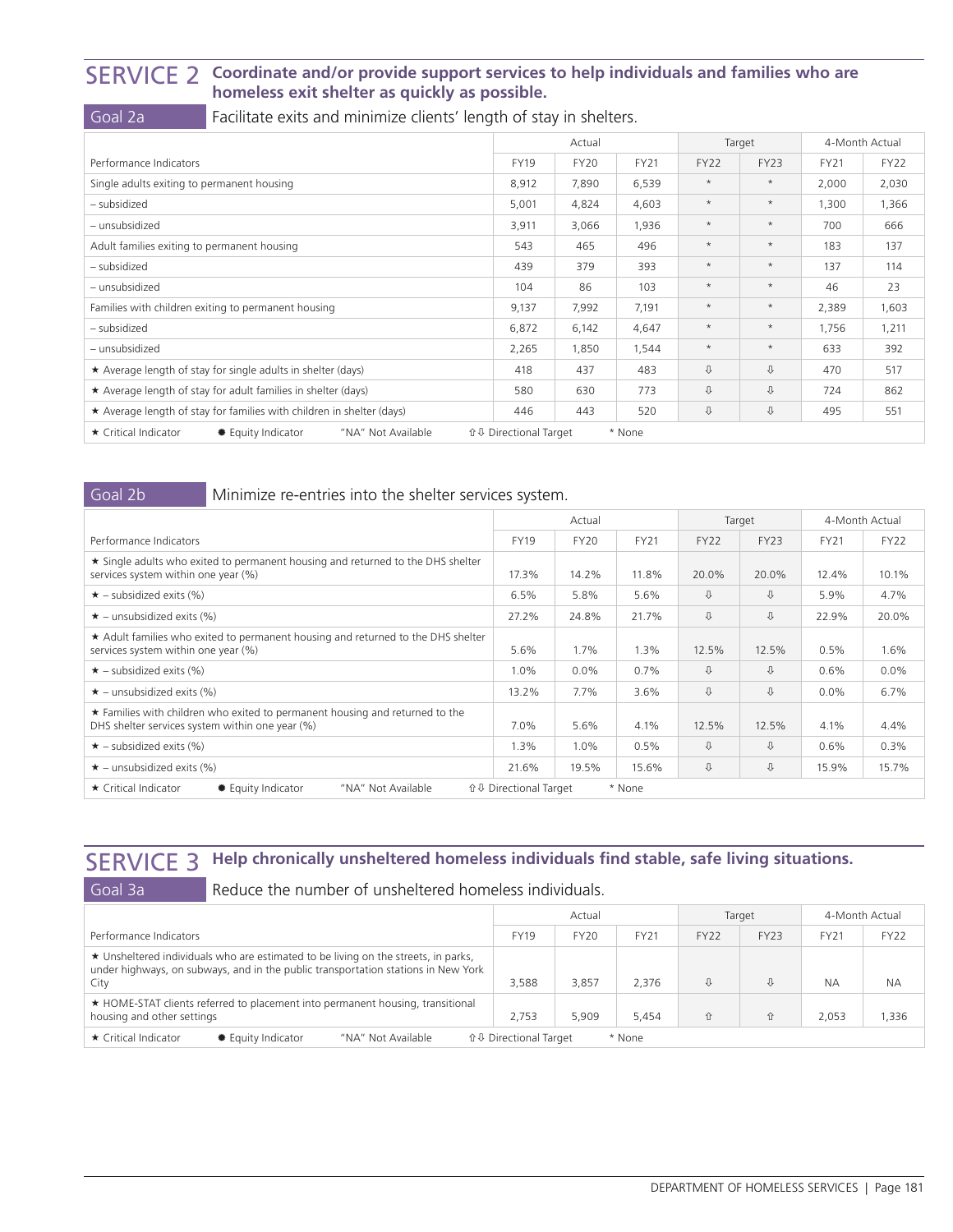## SERVICE 2 Coordinate and/or provide support services to help individuals and families who are homeless exit shelter as quickly as possible.

### Goal 2a Facilitate exits and minimize clients' length of stay in shelters.

| Performance Indicators | Actual | | | Target | | 4-Month Actual | |
|---|---|---|---|---|---|---|---|
| | FY19 | FY20 | FY21 | FY22 | FY23 | FY21 | FY22 |
| Single adults exiting to permanent housing | 8,912 | 7,890 | 6,539 | * | * | 2,000 | 2,030 |
| – subsidized | 5,001 | 4,824 | 4,603 | * | * | 1,300 | 1,366 |
| – unsubsidized | 3,911 | 3,066 | 1,936 | * | * | 700 | 666 |
| Adult families exiting to permanent housing | 543 | 465 | 496 | * | * | 183 | 137 |
| – subsidized | 439 | 379 | 393 | * | * | 137 | 114 |
| – unsubsidized | 104 | 86 | 103 | * | * | 46 | 23 |
| Families with children exiting to permanent housing | 9,137 | 7,992 | 7,191 | * | * | 2,389 | 1,603 |
| – subsidized | 6,872 | 6,142 | 4,647 | * | * | 1,756 | 1,211 |
| – unsubsidized | 2,265 | 1,850 | 1,544 | * | * | 633 | 392 |
| ★ Average length of stay for single adults in shelter (days) | 418 | 437 | 483 | ⇩ | ⇩ | 470 | 517 |
| ★ Average length of stay for adult families in shelter (days) | 580 | 630 | 773 | ⇩ | ⇩ | 724 | 862 |
| ★ Average length of stay for families with children in shelter (days) | 446 | 443 | 520 | ⇩ | ⇩ | 495 | 551 |

★ Critical Indicator ● Equity Indicator "NA" Not Available ⇧⇩ Directional Target * None

### Goal 2b Minimize re-entries into the shelter services system.

| Performance Indicators | Actual | | | Target | | 4-Month Actual | |
|---|---|---|---|---|---|---|---|
| | FY19 | FY20 | FY21 | FY22 | FY23 | FY21 | FY22 |
| ★ Single adults who exited to permanent housing and returned to the DHS shelter services system within one year (%) | 17.3% | 14.2% | 11.8% | 20.0% | 20.0% | 12.4% | 10.1% |
| ★ – subsidized exits (%) | 6.5% | 5.8% | 5.6% | ⇩ | ⇩ | 5.9% | 4.7% |
| ★ – unsubsidized exits (%) | 27.2% | 24.8% | 21.7% | ⇩ | ⇩ | 22.9% | 20.0% |
| ★ Adult families who exited to permanent housing and returned to the DHS shelter services system within one year (%) | 5.6% | 1.7% | 1.3% | 12.5% | 12.5% | 0.5% | 1.6% |
| ★ – subsidized exits (%) | 1.0% | 0.0% | 0.7% | ⇩ | ⇩ | 0.6% | 0.0% |
| ★ – unsubsidized exits (%) | 13.2% | 7.7% | 3.6% | ⇩ | ⇩ | 0.0% | 6.7% |
| ★ Families with children who exited to permanent housing and returned to the DHS shelter services system within one year (%) | 7.0% | 5.6% | 4.1% | 12.5% | 12.5% | 4.1% | 4.4% |
| ★ – subsidized exits (%) | 1.3% | 1.0% | 0.5% | ⇩ | ⇩ | 0.6% | 0.3% |
| ★ – unsubsidized exits (%) | 21.6% | 19.5% | 15.6% | ⇩ | ⇩ | 15.9% | 15.7% |

★ Critical Indicator ● Equity Indicator "NA" Not Available ⇧⇩ Directional Target * None

## SERVICE 3 Help chronically unsheltered homeless individuals find stable, safe living situations.

### Goal 3a Reduce the number of unsheltered homeless individuals.

| Performance Indicators | Actual | | | Target | | 4-Month Actual | |
|---|---|---|---|---|---|---|---|
| | FY19 | FY20 | FY21 | FY22 | FY23 | FY21 | FY22 |
| ★ Unsheltered individuals who are estimated to be living on the streets, in parks, under highways, on subways, and in the public transportation stations in New York City | 3,588 | 3,857 | 2,376 | ⇩ | ⇩ | NA | NA |
| ★ HOME-STAT clients referred to placement into permanent housing, transitional housing and other settings | 2,753 | 5,909 | 5,454 | ⇧ | ⇧ | 2,053 | 1,336 |

★ Critical Indicator ● Equity Indicator "NA" Not Available ⇧⇩ Directional Target * None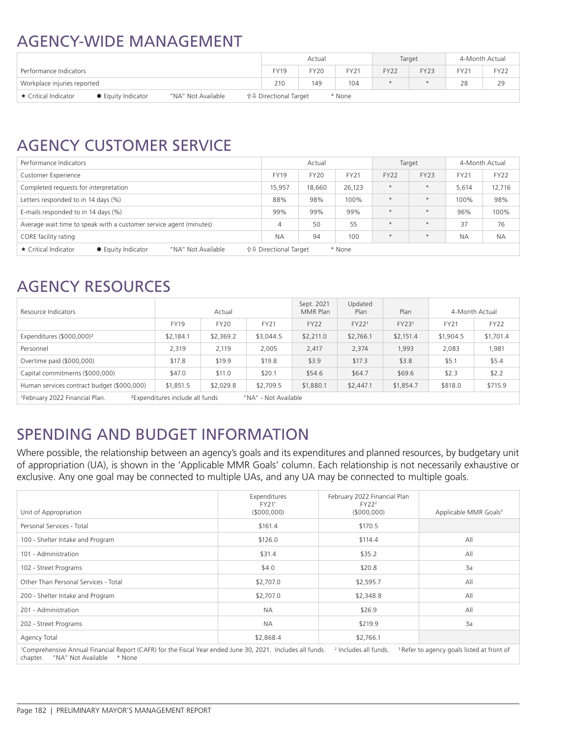# AGENCY-WIDE MANAGEMENT

| Performance Indicators | Actual | | | Target | | 4-Month Actual | |
|---|---|---|---|---|---|---|---|
| | FY19 | FY20 | FY21 | FY22 | FY23 | FY21 | FY22 |
| Workplace injuries reported | 210 | 149 | 104 | * | * | 28 | 29 |
| ★ Critical Indicator ✹ Equity Indicator "NA" Not Available ⇧⇩ Directional Target * None | | | | | | | |

# AGENCY CUSTOMER SERVICE

| Performance Indicators | Actual | | | Target | | 4-Month Actual | |
|---|---|---|---|---|---|---|---|
| Customer Experience | FY19 | FY20 | FY21 | FY22 | FY23 | FY21 | FY22 |
| Completed requests for interpretation | 15,957 | 18,660 | 26,123 | * | * | 5,614 | 12,716 |
| Letters responded to in 14 days (%) | 88% | 98% | 100% | * | * | 100% | 98% |
| E-mails responded to in 14 days (%) | 99% | 99% | 99% | * | * | 96% | 100% |
| Average wait time to speak with a customer service agent (minutes) | 4 | 50 | 55 | * | * | 37 | 76 |
| CORE facility rating | NA | 94 | 100 | * | * | NA | NA |
| ★ Critical Indicator ✹ Equity Indicator "NA" Not Available ⇧⇩ Directional Target * None | | | | | | | |

# AGENCY RESOURCES

| Resource Indicators | Actual | | | Sept. 2021 MMR Plan | Updated Plan | Plan | 4-Month Actual | |
|---|---|---|---|---|---|---|---|---|
| | FY19 | FY20 | FY21 | FY22 | FY22[1] | FY23[1] | FY21 | FY22 |
| Expenditures ($000,000)[2] | $2,184.1 | $2,369.2 | $3,044.5 | $2,211.0 | $2,766.1 | $2,151.4 | $1,904.5 | $1,701.4 |
| Personnel | 2,319 | 2,119 | 2,005 | 2,417 | 2,374 | 1,993 | 2,083 | 1,981 |
| Overtime paid ($000,000) | $17.8 | $19.9 | $19.8 | $3.9 | $17.3 | $3.8 | $5.1 | $5.4 |
| Capital commitments ($000,000) | $47.0 | $11.0 | $20.1 | $54.6 | $64.7 | $69.6 | $2.3 | $2.2 |
| Human services contract budget ($000,000) | $1,851.5 | $2,029.8 | $2,709.5 | $1,880.1 | $2,447.1 | $1,854.7 | $818.0 | $715.9 |

[1]February 2022 Financial Plan. [2]Expenditures include all funds "NA" - Not Available

# SPENDING AND BUDGET INFORMATION

Where possible, the relationship between an agency's goals and its expenditures and planned resources, by budgetary unit of appropriation (UA), is shown in the 'Applicable MMR Goals' column. Each relationship is not necessarily exhaustive or exclusive. Any one goal may be connected to multiple UAs, and any UA may be connected to multiple goals.

| Unit of Appropriation | Expenditures FY21[1] ($000,000) | February 2022 Financial Plan FY22[2] ($000,000) | Applicable MMR Goals[3] |
|---|---|---|---|
| Personal Services - Total | $161.4 | $170.5 | |
| 100 - Shelter Intake and Program | $126.0 | $114.4 | All |
| 101 - Administration | $31.4 | $35.2 | All |
| 102 - Street Programs | $4.0 | $20.8 | 3a |
| Other Than Personal Services - Total | $2,707.0 | $2,595.7 | All |
| 200 - Shelter Intake and Program | $2,707.0 | $2,348.8 | All |
| 201 - Administration | NA | $26.9 | All |
| 202 - Street Programs | NA | $219.9 | 3a |
| Agency Total | $2,868.4 | $2,766.1 | |

[1]Comprehensive Annual Financial Report (CAFR) for the Fiscal Year ended June 30, 2021. Includes all funds. [2] Includes all funds. [3] Refer to agency goals listed at front of chapter. "NA" Not Available * None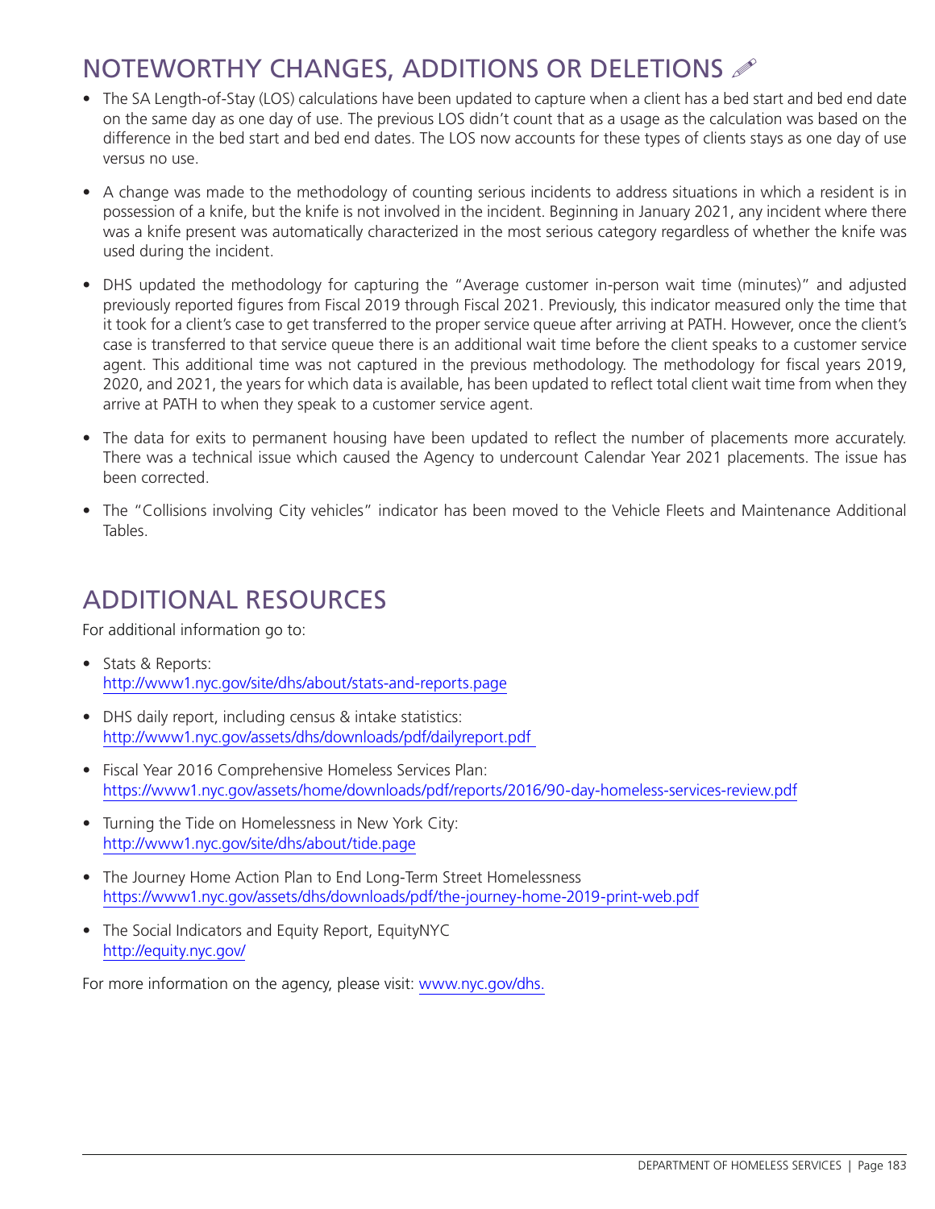## NOTEWORTHY CHANGES, ADDITIONS OR DELETIONS ✏

- The SA Length-of-Stay (LOS) calculations have been updated to capture when a client has a bed start and bed end date on the same day as one day of use. The previous LOS didn't count that as a usage as the calculation was based on the difference in the bed start and bed end dates. The LOS now accounts for these types of clients stays as one day of use versus no use.
- A change was made to the methodology of counting serious incidents to address situations in which a resident is in possession of a knife, but the knife is not involved in the incident. Beginning in January 2021, any incident where there was a knife present was automatically characterized in the most serious category regardless of whether the knife was used during the incident.
- DHS updated the methodology for capturing the "Average customer in-person wait time (minutes)" and adjusted previously reported figures from Fiscal 2019 through Fiscal 2021. Previously, this indicator measured only the time that it took for a client's case to get transferred to the proper service queue after arriving at PATH. However, once the client's case is transferred to that service queue there is an additional wait time before the client speaks to a customer service agent. This additional time was not captured in the previous methodology. The methodology for fiscal years 2019, 2020, and 2021, the years for which data is available, has been updated to reflect total client wait time from when they arrive at PATH to when they speak to a customer service agent.
- The data for exits to permanent housing have been updated to reflect the number of placements more accurately. There was a technical issue which caused the Agency to undercount Calendar Year 2021 placements. The issue has been corrected.
- The "Collisions involving City vehicles" indicator has been moved to the Vehicle Fleets and Maintenance Additional Tables.

## ADDITIONAL RESOURCES

For additional information go to:

- Stats & Reports:
  http://www1.nyc.gov/site/dhs/about/stats-and-reports.page
- DHS daily report, including census & intake statistics:
  http://www1.nyc.gov/assets/dhs/downloads/pdf/dailyreport.pdf
- Fiscal Year 2016 Comprehensive Homeless Services Plan:
  https://www1.nyc.gov/assets/home/downloads/pdf/reports/2016/90-day-homeless-services-review.pdf
- Turning the Tide on Homelessness in New York City:
  http://www1.nyc.gov/site/dhs/about/tide.page
- The Journey Home Action Plan to End Long-Term Street Homelessness
  https://www1.nyc.gov/assets/dhs/downloads/pdf/the-journey-home-2019-print-web.pdf
- The Social Indicators and Equity Report, EquityNYC
  http://equity.nyc.gov/

For more information on the agency, please visit: www.nyc.gov/dhs.